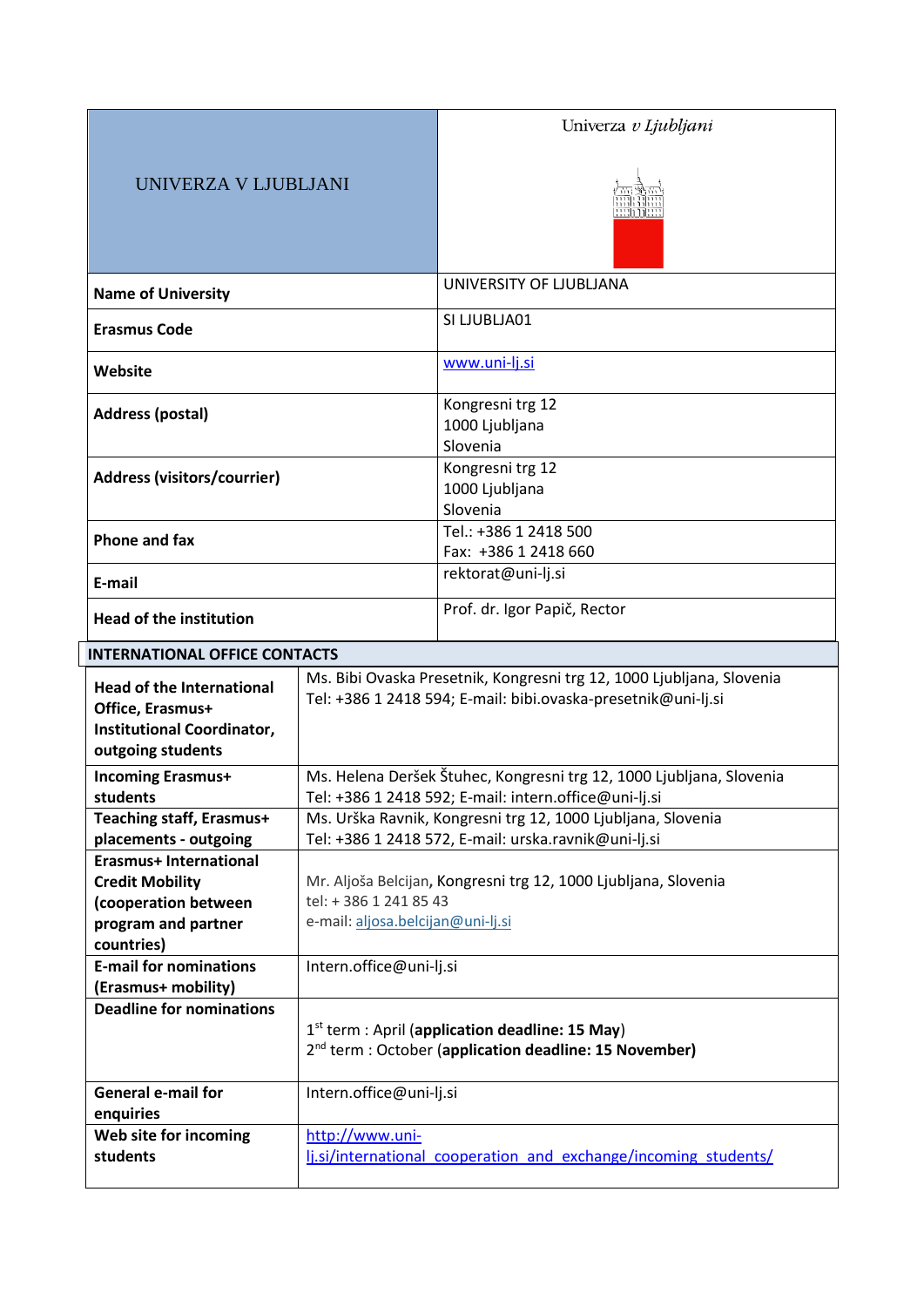| UNIVERZA V LJUBLJANI | Univerza *v Ljubljani* |
|---|---|
| **Name of University** | UNIVERSITY OF LJUBLJANA |
| **Erasmus Code** | SI LJUBLJA01 |
| **Website** | [www.uni-lj.si](www.uni-lj.si) |
| **Address (postal)** | Kongresni trg 12<br>1000 Ljubljana<br>Slovenia |
| **Address (visitors/courier)** | Kongresni trg 12<br>1000 Ljubljana<br>Slovenia |
| **Phone and fax** | Tel.: +386 1 2418 500<br>Fax: +386 1 2418 660 |
| **E-mail** | rektorat@uni-lj.si |
| **Head of the institution** | Prof. dr. Igor Papič, Rector |

| **INTERNATIONAL OFFICE CONTACTS** | |
|---|---|
| **Head of the International Office, Erasmus+ Institutional Coordinator, outgoing students** | Ms. Bibi Ovaska Presetnik, Kongresni trg 12, 1000 Ljubljana, Slovenia<br>Tel: +386 1 2418 594; E-mail: bibi.ovaska-presetnik@uni-lj.si |
| **Incoming Erasmus+ students** | Ms. Helena Deršek Štuhec, Kongresni trg 12, 1000 Ljubljana, Slovenia<br>Tel: +386 1 2418 592; E-mail: intern.office@uni-lj.si |
| **Teaching staff, Erasmus+ placements - outgoing** | Ms. Urška Ravnik, Kongresni trg 12, 1000 Ljubljana, Slovenia<br>Tel: +386 1 2418 572, E-mail: urska.ravnik@uni-lj.si |
| **Erasmus+ International Credit Mobility (cooperation between program and partner countries)** | Mr. Aljoša Belcijan, Kongresni trg 12, 1000 Ljubljana, Slovenia<br>tel: + 386 1 241 85 43<br>e-mail: [aljosa.belcijan@uni-lj.si](mailto:aljosa.belcijan@uni-lj.si) |
| **E-mail for nominations (Erasmus+ mobility)** | Intern.office@uni-lj.si |
| **Deadline for nominations** | 1st term : April (**application deadline: 15 May**)<br>2nd term : October (**application deadline: 15 November)** |
| **General e-mail for enquiries** | Intern.office@uni-lj.si |
| **Web site for incoming students** | [http://www.uni-lj.si/international_cooperation_and_exchange/incoming_students/](http://www.uni-lj.si/international_cooperation_and_exchange/incoming_students/) |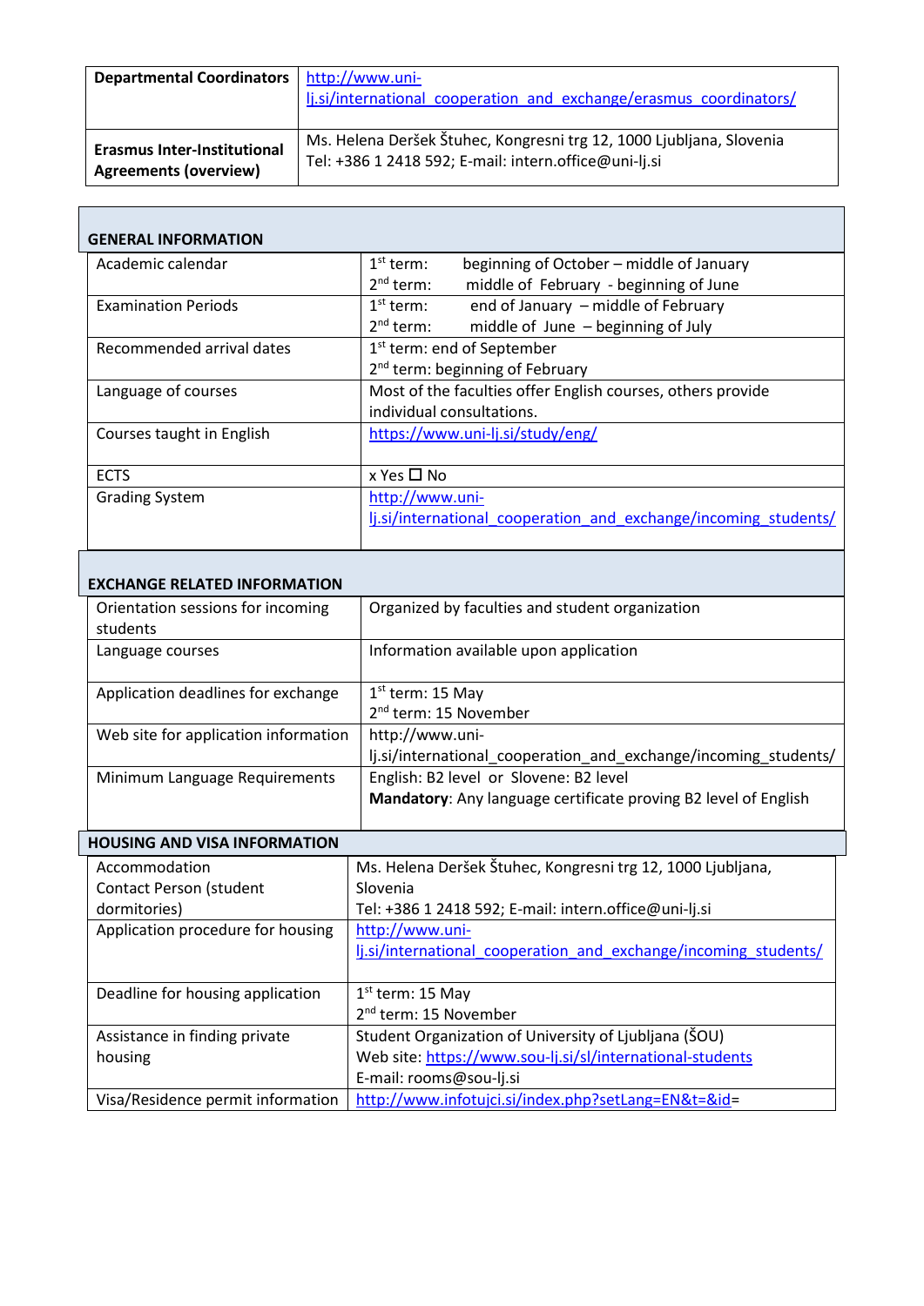| | |
|---|---|
| **Departmental Coordinators** | http://www.uni-lj.si/international_cooperation_and_exchange/erasmus_coordinators/ |
| **Erasmus Inter-Institutional Agreements (overview)** | Ms. Helena Deršek Štuhec, Kongresni trg 12, 1000 Ljubljana, Slovenia<br>Tel: +386 1 2418 592; E-mail: intern.office@uni-lj.si |

| **GENERAL INFORMATION** | |
|---|---|
| Academic calendar | 1st term: beginning of October – middle of January<br>2nd term: middle of February - beginning of June |
| Examination Periods | 1st term: end of January – middle of February<br>2nd term: middle of June – beginning of July |
| Recommended arrival dates | 1st term: end of September<br>2nd term: beginning of February |
| Language of courses | Most of the faculties offer English courses, others provide individual consultations. |
| Courses taught in English | https://www.uni-lj.si/study/eng/ |
| ECTS | x Yes ☐ No |
| Grading System | http://www.uni-lj.si/international_cooperation_and_exchange/incoming_students/ |

| **EXCHANGE RELATED INFORMATION** | |
|---|---|
| Orientation sessions for incoming students | Organized by faculties and student organization |
| Language courses | Information available upon application |
| Application deadlines for exchange | 1st term: 15 May<br>2nd term: 15 November |
| Web site for application information | http://www.uni-lj.si/international_cooperation_and_exchange/incoming_students/ |
| Minimum Language Requirements | English: B2 level or Slovene: B2 level<br>**Mandatory**: Any language certificate proving B2 level of English |

| **HOUSING AND VISA INFORMATION** | |
|---|---|
| Accommodation Contact Person (student dormitories) | Ms. Helena Deršek Štuhec, Kongresni trg 12, 1000 Ljubljana, Slovenia<br>Tel: +386 1 2418 592; E-mail: intern.office@uni-lj.si |
| Application procedure for housing | http://www.uni-lj.si/international_cooperation_and_exchange/incoming_students/ |
| Deadline for housing application | 1st term: 15 May<br>2nd term: 15 November |
| Assistance in finding private housing | Student Organization of University of Ljubljana (ŠOU)<br>Web site: https://www.sou-lj.si/sl/international-students<br>E-mail: rooms@sou-lj.si |
| Visa/Residence permit information | http://www.infotujci.si/index.php?setLang=EN&t=&id= |